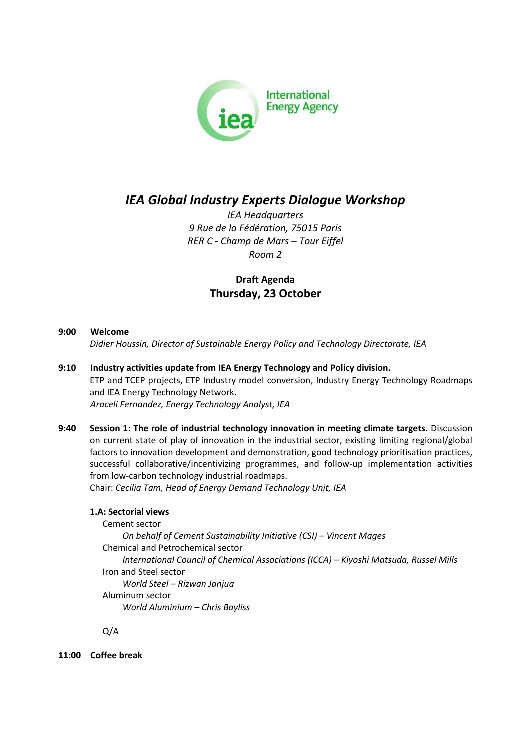International Energy Agency

# *IEA Global Industry Experts Dialogue Workshop*

*IEA Headquarters*
*9 Rue de la Fédération, 75015 Paris*
*RER C - Champ de Mars – Tour Eiffel*
*Room 2*

**Draft Agenda**

## Thursday, 23 October

**9:00 Welcome**
*Didier Houssin, Director of Sustainable Energy Policy and Technology Directorate, IEA*

**9:10 Industry activities update from IEA Energy Technology and Policy division.**
ETP and TCEP projects, ETP Industry model conversion, Industry Energy Technology Roadmaps and IEA Energy Technology Network**.**
*Araceli Fernandez, Energy Technology Analyst, IEA*

**9:40 Session 1: The role of industrial technology innovation in meeting climate targets.** Discussion on current state of play of innovation in the industrial sector, existing limiting regional/global factors to innovation development and demonstration, good technology prioritisation practices, successful collaborative/incentivizing programmes, and follow-up implementation activities from low-carbon technology industrial roadmaps.
Chair: *Cecilia Tam, Head of Energy Demand Technology Unit, IEA*

**1.A: Sectorial views**

Cement sector
*On behalf of Cement Sustainability Initiative (CSI) – Vincent Mages*

Chemical and Petrochemical sector
*International Council of Chemical Associations (ICCA) – Kiyoshi Matsuda, Russel Mills*

Iron and Steel sector
*World Steel – Rizwan Janjua*

Aluminum sector
*World Aluminium – Chris Bayliss*

Q/A

**11:00 Coffee break**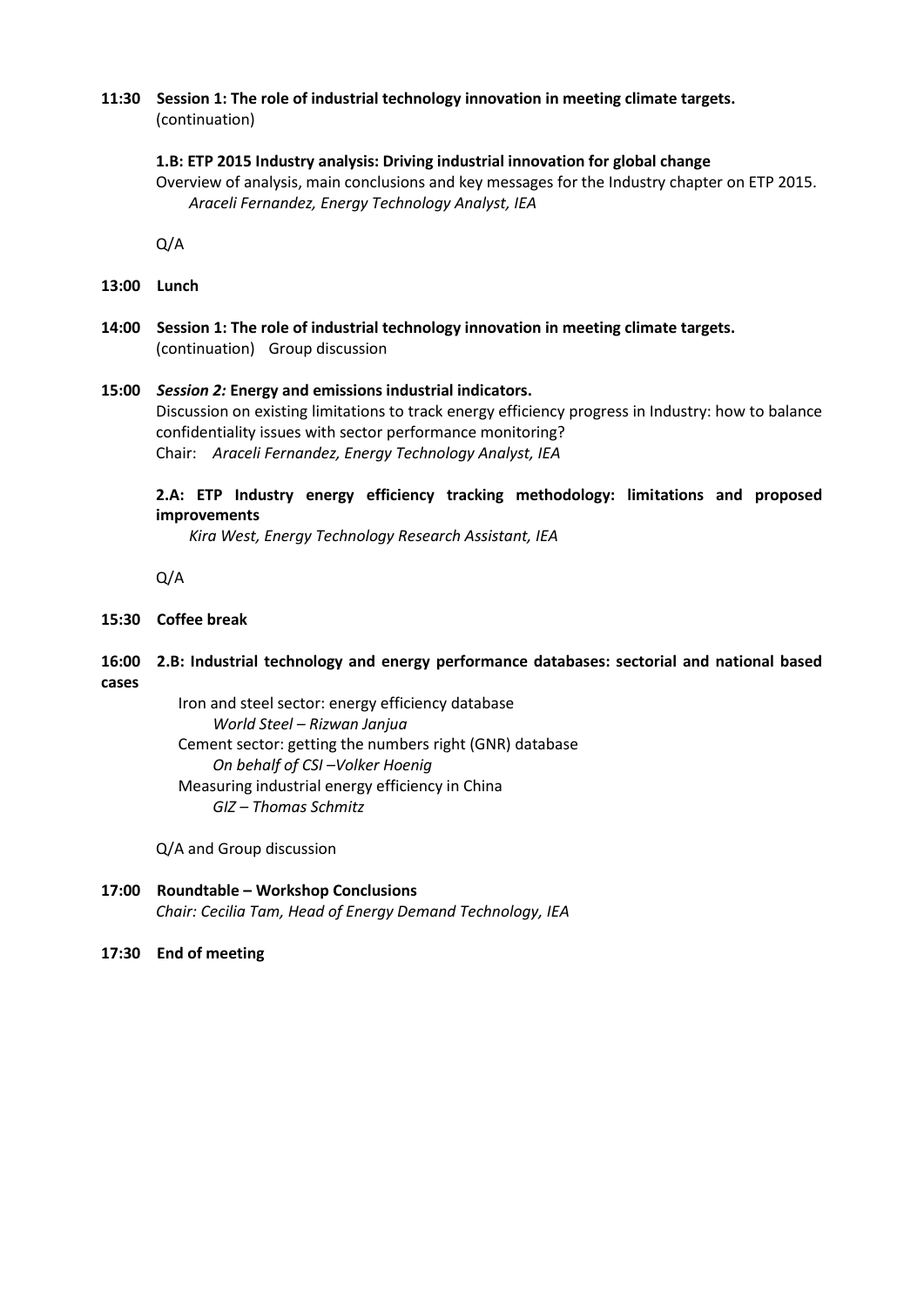**11:30 Session 1: The role of industrial technology innovation in meeting climate targets.**
(continuation)

**1.B: ETP 2015 Industry analysis: Driving industrial innovation for global change**

Overview of analysis, main conclusions and key messages for the Industry chapter on ETP 2015.

*Araceli Fernandez, Energy Technology Analyst, IEA*

Q/A

**13:00 Lunch**

**14:00 Session 1: The role of industrial technology innovation in meeting climate targets.**
(continuation) Group discussion

**15:00** ***Session 2:*** **Energy and emissions industrial indicators.**

Discussion on existing limitations to track energy efficiency progress in Industry: how to balance confidentiality issues with sector performance monitoring?

Chair: *Araceli Fernandez, Energy Technology Analyst, IEA*

**2.A: ETP Industry energy efficiency tracking methodology: limitations and proposed improvements**

*Kira West, Energy Technology Research Assistant, IEA*

Q/A

**15:30 Coffee break**

**16:00 2.B: Industrial technology and energy performance databases: sectorial and national based cases**

Iron and steel sector: energy efficiency database

*World Steel – Rizwan Janjua*

Cement sector: getting the numbers right (GNR) database

*On behalf of CSI –Volker Hoenig*

Measuring industrial energy efficiency in China

*GIZ – Thomas Schmitz*

Q/A and Group discussion

**17:00 Roundtable – Workshop Conclusions**

*Chair: Cecilia Tam, Head of Energy Demand Technology, IEA*

**17:30 End of meeting**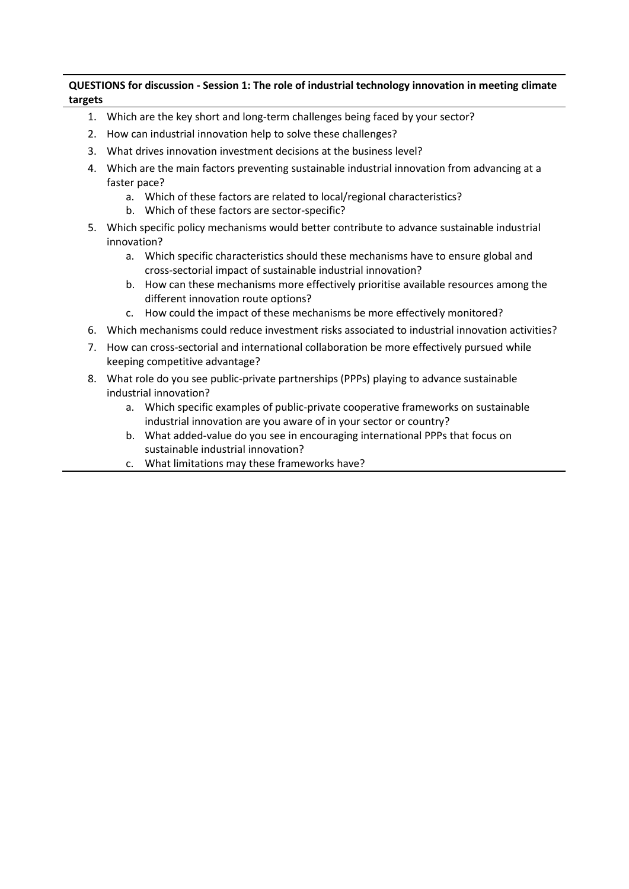**QUESTIONS for discussion - Session 1: The role of industrial technology innovation in meeting climate targets**

1. Which are the key short and long-term challenges being faced by your sector?
2. How can industrial innovation help to solve these challenges?
3. What drives innovation investment decisions at the business level?
4. Which are the main factors preventing sustainable industrial innovation from advancing at a faster pace?
   a. Which of these factors are related to local/regional characteristics?
   b. Which of these factors are sector-specific?
5. Which specific policy mechanisms would better contribute to advance sustainable industrial innovation?
   a. Which specific characteristics should these mechanisms have to ensure global and cross-sectorial impact of sustainable industrial innovation?
   b. How can these mechanisms more effectively prioritise available resources among the different innovation route options?
   c. How could the impact of these mechanisms be more effectively monitored?
6. Which mechanisms could reduce investment risks associated to industrial innovation activities?
7. How can cross-sectorial and international collaboration be more effectively pursued while keeping competitive advantage?
8. What role do you see public-private partnerships (PPPs) playing to advance sustainable industrial innovation?
   a. Which specific examples of public-private cooperative frameworks on sustainable industrial innovation are you aware of in your sector or country?
   b. What added-value do you see in encouraging international PPPs that focus on sustainable industrial innovation?
   c. What limitations may these frameworks have?